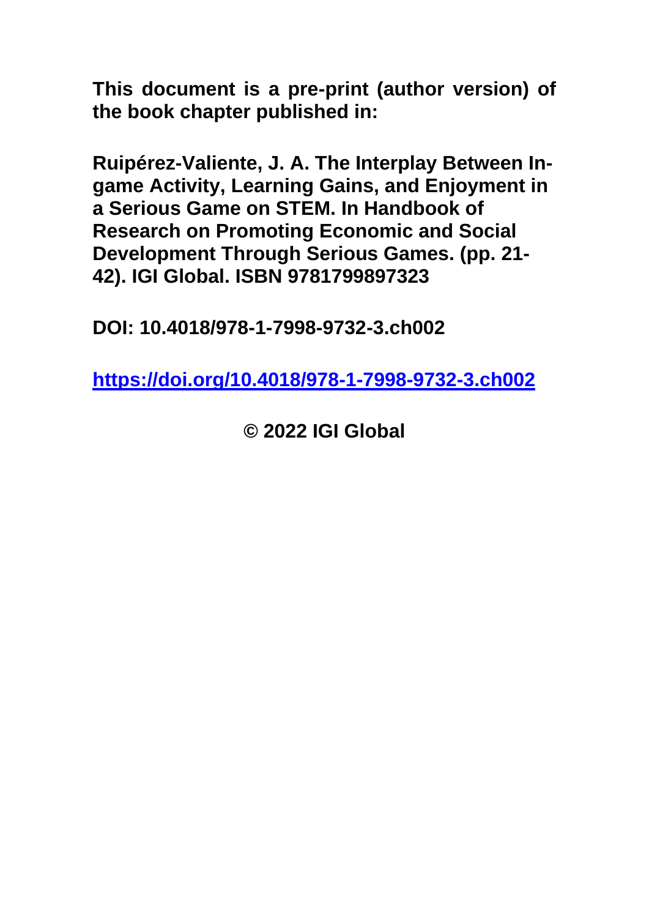**This document is a pre-print (author version) of the book chapter published in:**

**Ruipérez-Valiente, J. A. The Interplay Between In-game Activity, Learning Gains, and Enjoyment in a Serious Game on STEM. In Handbook of Research on Promoting Economic and Social Development Through Serious Games. (pp. 21-42). IGI Global. ISBN 9781799897323**

**DOI: 10.4018/978-1-7998-9732-3.ch002**

**https://doi.org/10.4018/978-1-7998-9732-3.ch002**

**© 2022 IGI Global**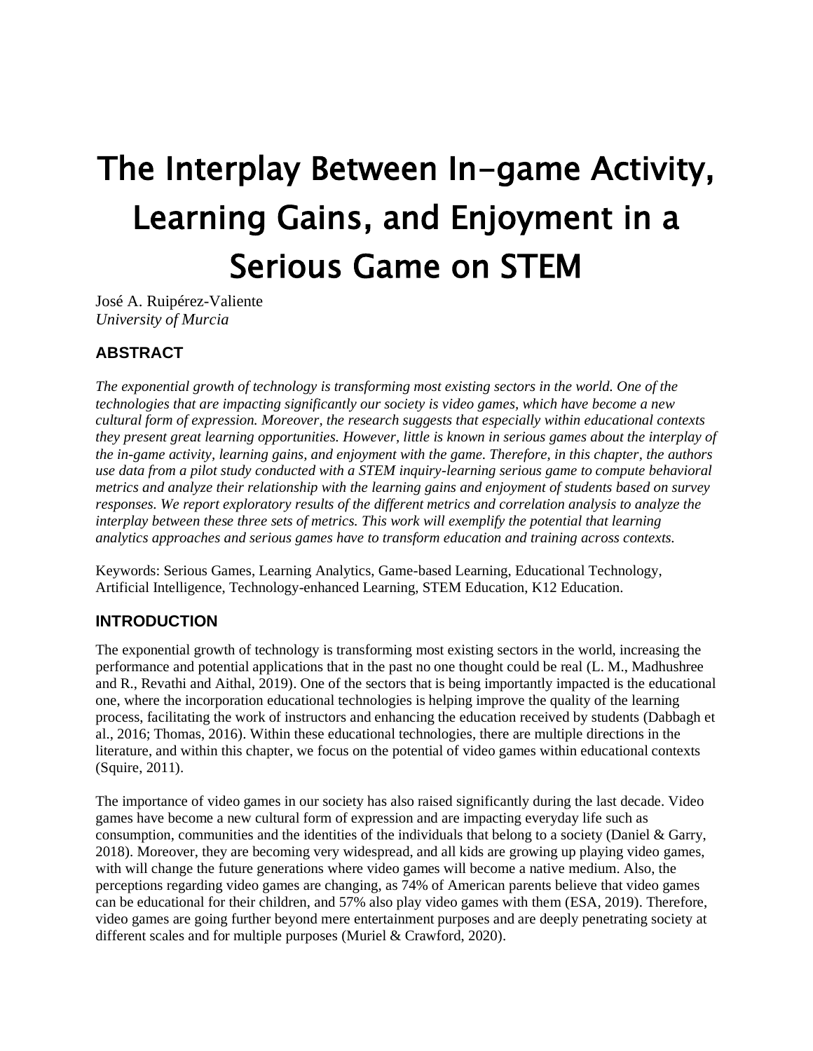# The Interplay Between In-game Activity, Learning Gains, and Enjoyment in a Serious Game on STEM

José A. Ruipérez-Valiente
*University of Murcia*

## ABSTRACT

*The exponential growth of technology is transforming most existing sectors in the world. One of the technologies that are impacting significantly our society is video games, which have become a new cultural form of expression. Moreover, the research suggests that especially within educational contexts they present great learning opportunities. However, little is known in serious games about the interplay of the in-game activity, learning gains, and enjoyment with the game. Therefore, in this chapter, the authors use data from a pilot study conducted with a STEM inquiry-learning serious game to compute behavioral metrics and analyze their relationship with the learning gains and enjoyment of students based on survey responses. We report exploratory results of the different metrics and correlation analysis to analyze the interplay between these three sets of metrics. This work will exemplify the potential that learning analytics approaches and serious games have to transform education and training across contexts.*

Keywords: Serious Games, Learning Analytics, Game-based Learning, Educational Technology, Artificial Intelligence, Technology-enhanced Learning, STEM Education, K12 Education.

## INTRODUCTION

The exponential growth of technology is transforming most existing sectors in the world, increasing the performance and potential applications that in the past no one thought could be real (L. M., Madhushree and R., Revathi and Aithal, 2019). One of the sectors that is being importantly impacted is the educational one, where the incorporation educational technologies is helping improve the quality of the learning process, facilitating the work of instructors and enhancing the education received by students (Dabbagh et al., 2016; Thomas, 2016). Within these educational technologies, there are multiple directions in the literature, and within this chapter, we focus on the potential of video games within educational contexts (Squire, 2011).

The importance of video games in our society has also raised significantly during the last decade. Video games have become a new cultural form of expression and are impacting everyday life such as consumption, communities and the identities of the individuals that belong to a society (Daniel & Garry, 2018). Moreover, they are becoming very widespread, and all kids are growing up playing video games, with will change the future generations where video games will become a native medium. Also, the perceptions regarding video games are changing, as 74% of American parents believe that video games can be educational for their children, and 57% also play video games with them (ESA, 2019). Therefore, video games are going further beyond mere entertainment purposes and are deeply penetrating society at different scales and for multiple purposes (Muriel & Crawford, 2020).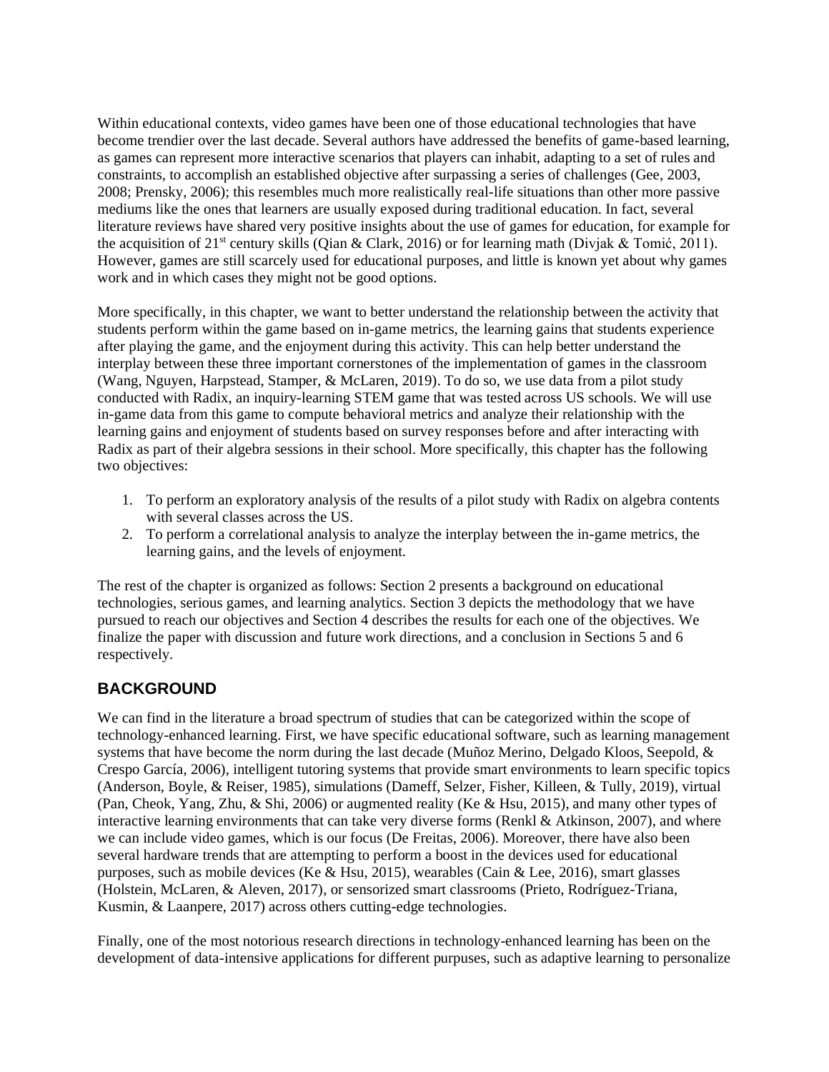Within educational contexts, video games have been one of those educational technologies that have become trendier over the last decade. Several authors have addressed the benefits of game-based learning, as games can represent more interactive scenarios that players can inhabit, adapting to a set of rules and constraints, to accomplish an established objective after surpassing a series of challenges (Gee, 2003, 2008; Prensky, 2006); this resembles much more realistically real-life situations than other more passive mediums like the ones that learners are usually exposed during traditional education. In fact, several literature reviews have shared very positive insights about the use of games for education, for example for the acquisition of 21st century skills (Qian & Clark, 2016) or for learning math (Divjak & Tomić, 2011). However, games are still scarcely used for educational purposes, and little is known yet about why games work and in which cases they might not be good options.

More specifically, in this chapter, we want to better understand the relationship between the activity that students perform within the game based on in-game metrics, the learning gains that students experience after playing the game, and the enjoyment during this activity. This can help better understand the interplay between these three important cornerstones of the implementation of games in the classroom (Wang, Nguyen, Harpstead, Stamper, & McLaren, 2019). To do so, we use data from a pilot study conducted with Radix, an inquiry-learning STEM game that was tested across US schools. We will use in-game data from this game to compute behavioral metrics and analyze their relationship with the learning gains and enjoyment of students based on survey responses before and after interacting with Radix as part of their algebra sessions in their school. More specifically, this chapter has the following two objectives:

1. To perform an exploratory analysis of the results of a pilot study with Radix on algebra contents with several classes across the US.
2. To perform a correlational analysis to analyze the interplay between the in-game metrics, the learning gains, and the levels of enjoyment.

The rest of the chapter is organized as follows: Section 2 presents a background on educational technologies, serious games, and learning analytics. Section 3 depicts the methodology that we have pursued to reach our objectives and Section 4 describes the results for each one of the objectives. We finalize the paper with discussion and future work directions, and a conclusion in Sections 5 and 6 respectively.

## BACKGROUND

We can find in the literature a broad spectrum of studies that can be categorized within the scope of technology-enhanced learning. First, we have specific educational software, such as learning management systems that have become the norm during the last decade (Muñoz Merino, Delgado Kloos, Seepold, & Crespo García, 2006), intelligent tutoring systems that provide smart environments to learn specific topics (Anderson, Boyle, & Reiser, 1985), simulations (Dameff, Selzer, Fisher, Killeen, & Tully, 2019), virtual (Pan, Cheok, Yang, Zhu, & Shi, 2006) or augmented reality (Ke & Hsu, 2015), and many other types of interactive learning environments that can take very diverse forms (Renkl & Atkinson, 2007), and where we can include video games, which is our focus (De Freitas, 2006). Moreover, there have also been several hardware trends that are attempting to perform a boost in the devices used for educational purposes, such as mobile devices (Ke & Hsu, 2015), wearables (Cain & Lee, 2016), smart glasses (Holstein, McLaren, & Aleven, 2017), or sensorized smart classrooms (Prieto, Rodríguez-Triana, Kusmin, & Laanpere, 2017) across others cutting-edge technologies.

Finally, one of the most notorious research directions in technology-enhanced learning has been on the development of data-intensive applications for different purpuses, such as adaptive learning to personalize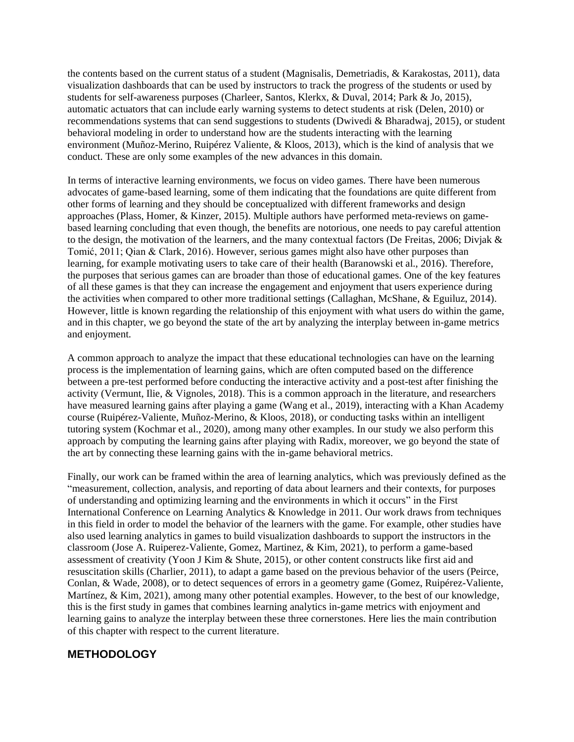the contents based on the current status of a student (Magnisalis, Demetriadis, & Karakostas, 2011), data visualization dashboards that can be used by instructors to track the progress of the students or used by students for self-awareness purposes (Charleer, Santos, Klerkx, & Duval, 2014; Park & Jo, 2015), automatic actuators that can include early warning systems to detect students at risk (Delen, 2010) or recommendations systems that can send suggestions to students (Dwivedi & Bharadwaj, 2015), or student behavioral modeling in order to understand how are the students interacting with the learning environment (Muñoz-Merino, Ruipérez Valiente, & Kloos, 2013), which is the kind of analysis that we conduct. These are only some examples of the new advances in this domain.

In terms of interactive learning environments, we focus on video games. There have been numerous advocates of game-based learning, some of them indicating that the foundations are quite different from other forms of learning and they should be conceptualized with different frameworks and design approaches (Plass, Homer, & Kinzer, 2015). Multiple authors have performed meta-reviews on game-based learning concluding that even though, the benefits are notorious, one needs to pay careful attention to the design, the motivation of the learners, and the many contextual factors (De Freitas, 2006; Divjak & Tomić, 2011; Qian & Clark, 2016). However, serious games might also have other purposes than learning, for example motivating users to take care of their health (Baranowski et al., 2016). Therefore, the purposes that serious games can are broader than those of educational games. One of the key features of all these games is that they can increase the engagement and enjoyment that users experience during the activities when compared to other more traditional settings (Callaghan, McShane, & Eguiluz, 2014). However, little is known regarding the relationship of this enjoyment with what users do within the game, and in this chapter, we go beyond the state of the art by analyzing the interplay between in-game metrics and enjoyment.

A common approach to analyze the impact that these educational technologies can have on the learning process is the implementation of learning gains, which are often computed based on the difference between a pre-test performed before conducting the interactive activity and a post-test after finishing the activity (Vermunt, Ilie, & Vignoles, 2018). This is a common approach in the literature, and researchers have measured learning gains after playing a game (Wang et al., 2019), interacting with a Khan Academy course (Ruipérez-Valiente, Muñoz-Merino, & Kloos, 2018), or conducting tasks within an intelligent tutoring system (Kochmar et al., 2020), among many other examples. In our study we also perform this approach by computing the learning gains after playing with Radix, moreover, we go beyond the state of the art by connecting these learning gains with the in-game behavioral metrics.

Finally, our work can be framed within the area of learning analytics, which was previously defined as the "measurement, collection, analysis, and reporting of data about learners and their contexts, for purposes of understanding and optimizing learning and the environments in which it occurs" in the First International Conference on Learning Analytics & Knowledge in 2011. Our work draws from techniques in this field in order to model the behavior of the learners with the game. For example, other studies have also used learning analytics in games to build visualization dashboards to support the instructors in the classroom (Jose A. Ruiperez-Valiente, Gomez, Martinez, & Kim, 2021), to perform a game-based assessment of creativity (Yoon J Kim & Shute, 2015), or other content constructs like first aid and resuscitation skills (Charlier, 2011), to adapt a game based on the previous behavior of the users (Peirce, Conlan, & Wade, 2008), or to detect sequences of errors in a geometry game (Gomez, Ruipérez-Valiente, Martínez, & Kim, 2021), among many other potential examples. However, to the best of our knowledge, this is the first study in games that combines learning analytics in-game metrics with enjoyment and learning gains to analyze the interplay between these three cornerstones. Here lies the main contribution of this chapter with respect to the current literature.

## METHODOLOGY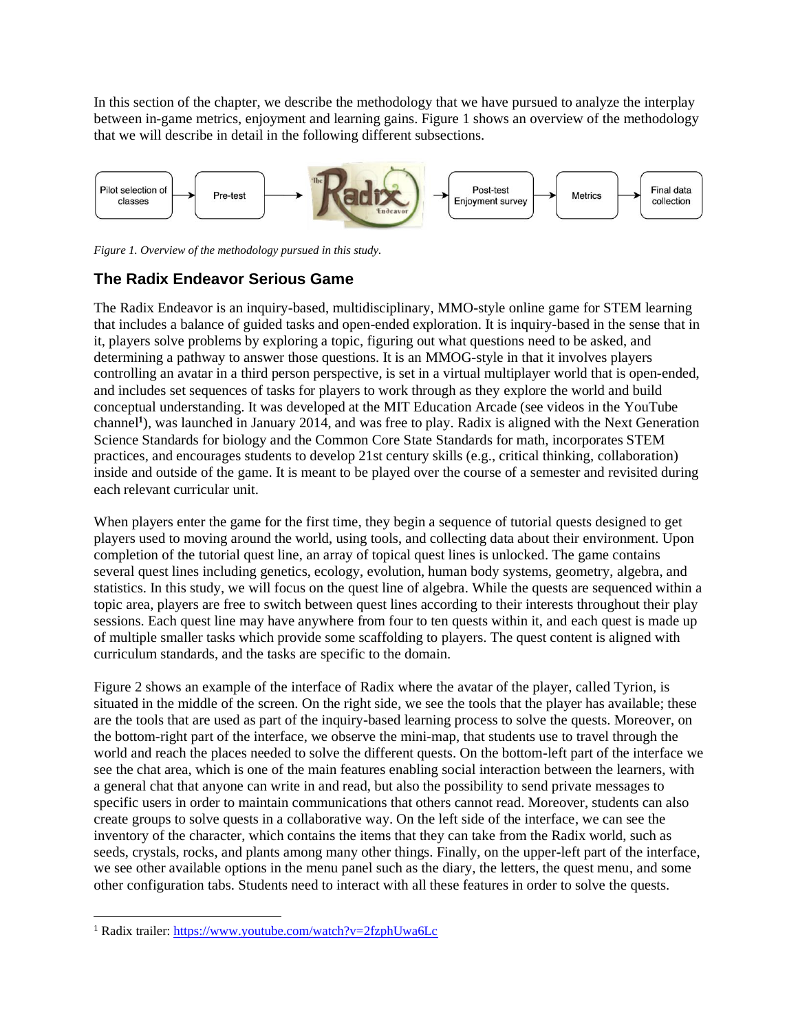In this section of the chapter, we describe the methodology that we have pursued to analyze the interplay between in-game metrics, enjoyment and learning gains. Figure 1 shows an overview of the methodology that we will describe in detail in the following different subsections.

Pilot selection of classes → Pre-test → The Radix Endeavor → Post-test Enjoyment survey → Metrics → Final data collection

*Figure 1. Overview of the methodology pursued in this study.*

## The Radix Endeavor Serious Game

The Radix Endeavor is an inquiry-based, multidisciplinary, MMO-style online game for STEM learning that includes a balance of guided tasks and open-ended exploration. It is inquiry-based in the sense that in it, players solve problems by exploring a topic, figuring out what questions need to be asked, and determining a pathway to answer those questions. It is an MMOG-style in that it involves players controlling an avatar in a third person perspective, is set in a virtual multiplayer world that is open-ended, and includes set sequences of tasks for players to work through as they explore the world and build conceptual understanding. It was developed at the MIT Education Arcade (see videos in the YouTube channel[1]), was launched in January 2014, and was free to play. Radix is aligned with the Next Generation Science Standards for biology and the Common Core State Standards for math, incorporates STEM practices, and encourages students to develop 21st century skills (e.g., critical thinking, collaboration) inside and outside of the game. It is meant to be played over the course of a semester and revisited during each relevant curricular unit.

When players enter the game for the first time, they begin a sequence of tutorial quests designed to get players used to moving around the world, using tools, and collecting data about their environment. Upon completion of the tutorial quest line, an array of topical quest lines is unlocked. The game contains several quest lines including genetics, ecology, evolution, human body systems, geometry, algebra, and statistics. In this study, we will focus on the quest line of algebra. While the quests are sequenced within a topic area, players are free to switch between quest lines according to their interests throughout their play sessions. Each quest line may have anywhere from four to ten quests within it, and each quest is made up of multiple smaller tasks which provide some scaffolding to players. The quest content is aligned with curriculum standards, and the tasks are specific to the domain.

Figure 2 shows an example of the interface of Radix where the avatar of the player, called Tyrion, is situated in the middle of the screen. On the right side, we see the tools that the player has available; these are the tools that are used as part of the inquiry-based learning process to solve the quests. Moreover, on the bottom-right part of the interface, we observe the mini-map, that students use to travel through the world and reach the places needed to solve the different quests. On the bottom-left part of the interface we see the chat area, which is one of the main features enabling social interaction between the learners, with a general chat that anyone can write in and read, but also the possibility to send private messages to specific users in order to maintain communications that others cannot read. Moreover, students can also create groups to solve quests in a collaborative way. On the left side of the interface, we can see the inventory of the character, which contains the items that they can take from the Radix world, such as seeds, crystals, rocks, and plants among many other things. Finally, on the upper-left part of the interface, we see other available options in the menu panel such as the diary, the letters, the quest menu, and some other configuration tabs. Students need to interact with all these features in order to solve the quests.

[1] Radix trailer: https://www.youtube.com/watch?v=2fzphUwa6Lc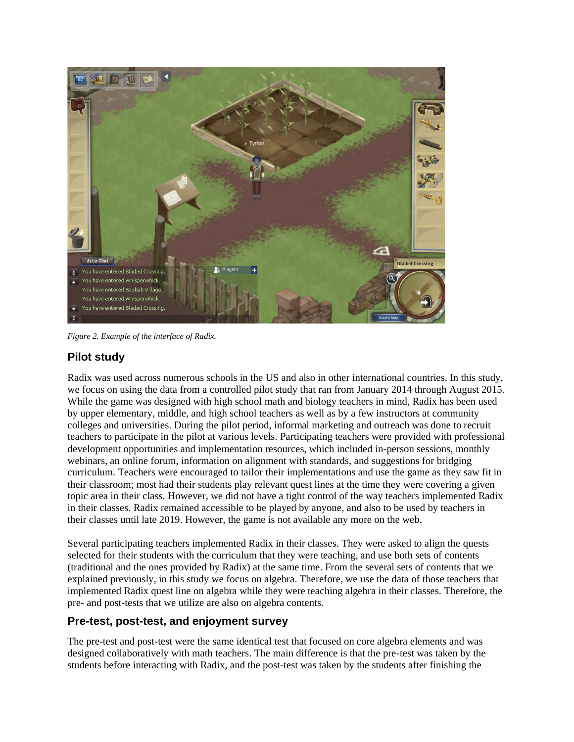*Figure 2. Example of the interface of Radix.*

## Pilot study

Radix was used across numerous schools in the US and also in other international countries. In this study, we focus on using the data from a controlled pilot study that ran from January 2014 through August 2015. While the game was designed with high school math and biology teachers in mind, Radix has been used by upper elementary, middle, and high school teachers as well as by a few instructors at community colleges and universities. During the pilot period, informal marketing and outreach was done to recruit teachers to participate in the pilot at various levels. Participating teachers were provided with professional development opportunities and implementation resources, which included in-person sessions, monthly webinars, an online forum, information on alignment with standards, and suggestions for bridging curriculum. Teachers were encouraged to tailor their implementations and use the game as they saw fit in their classroom; most had their students play relevant quest lines at the time they were covering a given topic area in their class. However, we did not have a tight control of the way teachers implemented Radix in their classes. Radix remained accessible to be played by anyone, and also to be used by teachers in their classes until late 2019. However, the game is not available any more on the web.

Several participating teachers implemented Radix in their classes. They were asked to align the quests selected for their students with the curriculum that they were teaching, and use both sets of contents (traditional and the ones provided by Radix) at the same time. From the several sets of contents that we explained previously, in this study we focus on algebra. Therefore, we use the data of those teachers that implemented Radix quest line on algebra while they were teaching algebra in their classes. Therefore, the pre- and post-tests that we utilize are also on algebra contents.

## Pre-test, post-test, and enjoyment survey

The pre-test and post-test were the same identical test that focused on core algebra elements and was designed collaboratively with math teachers. The main difference is that the pre-test was taken by the students before interacting with Radix, and the post-test was taken by the students after finishing the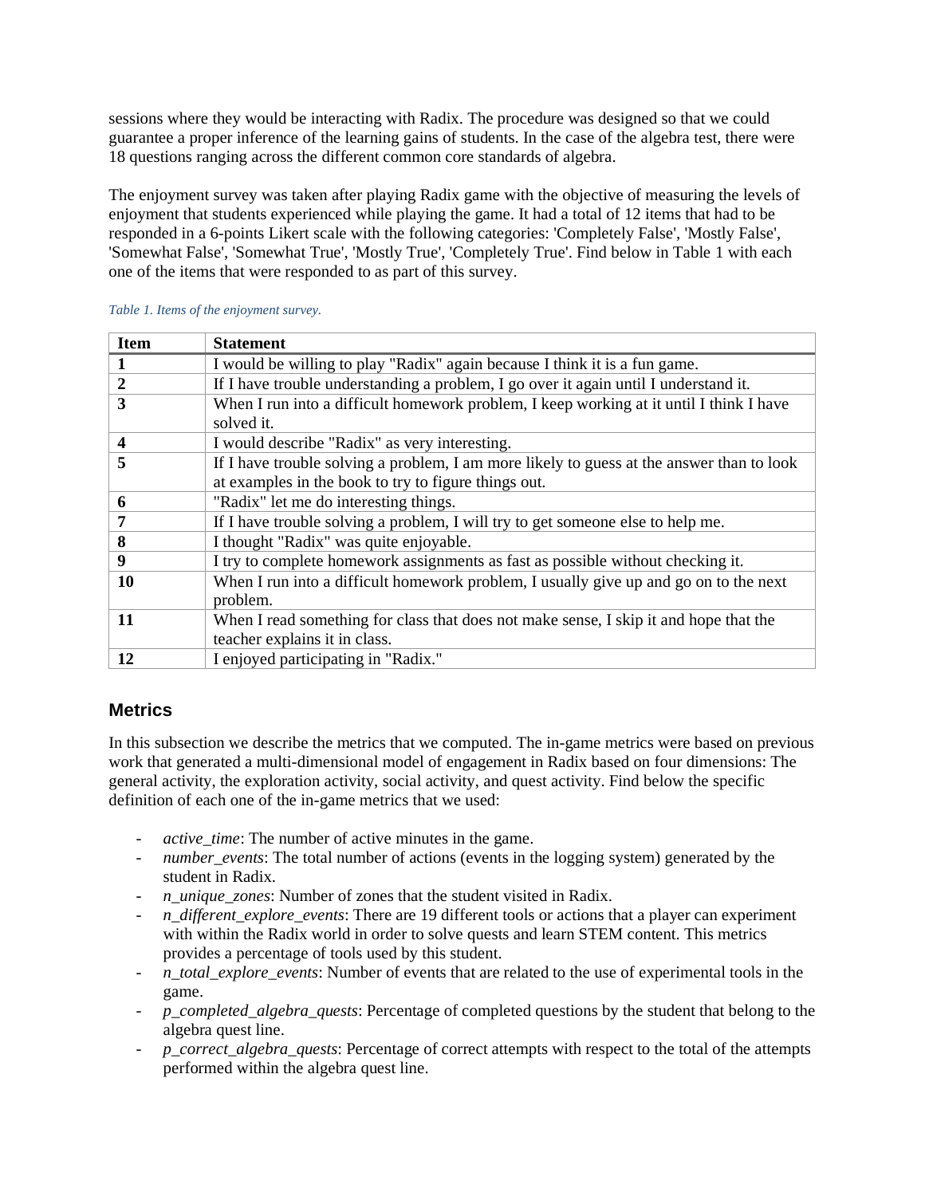sessions where they would be interacting with Radix. The procedure was designed so that we could guarantee a proper inference of the learning gains of students. In the case of the algebra test, there were 18 questions ranging across the different common core standards of algebra.

The enjoyment survey was taken after playing Radix game with the objective of measuring the levels of enjoyment that students experienced while playing the game. It had a total of 12 items that had to be responded in a 6-points Likert scale with the following categories: 'Completely False', 'Mostly False', 'Somewhat False', 'Somewhat True', 'Mostly True', 'Completely True'. Find below in Table 1 with each one of the items that were responded to as part of this survey.

*Table 1. Items of the enjoyment survey.*

| Item | Statement |
|---|---|
| **1** | I would be willing to play "Radix" again because I think it is a fun game. |
| **2** | If I have trouble understanding a problem, I go over it again until I understand it. |
| **3** | When I run into a difficult homework problem, I keep working at it until I think I have solved it. |
| **4** | I would describe "Radix" as very interesting. |
| **5** | If I have trouble solving a problem, I am more likely to guess at the answer than to look at examples in the book to try to figure things out. |
| **6** | "Radix" let me do interesting things. |
| **7** | If I have trouble solving a problem, I will try to get someone else to help me. |
| **8** | I thought "Radix" was quite enjoyable. |
| **9** | I try to complete homework assignments as fast as possible without checking it. |
| **10** | When I run into a difficult homework problem, I usually give up and go on to the next problem. |
| **11** | When I read something for class that does not make sense, I skip it and hope that the teacher explains it in class. |
| **12** | I enjoyed participating in "Radix." |

## Metrics

In this subsection we describe the metrics that we computed. The in-game metrics were based on previous work that generated a multi-dimensional model of engagement in Radix based on four dimensions: The general activity, the exploration activity, social activity, and quest activity. Find below the specific definition of each one of the in-game metrics that we used:

- *active_time*: The number of active minutes in the game.
- *number_events*: The total number of actions (events in the logging system) generated by the student in Radix.
- *n_unique_zones*: Number of zones that the student visited in Radix.
- *n_different_explore_events*: There are 19 different tools or actions that a player can experiment with within the Radix world in order to solve quests and learn STEM content. This metrics provides a percentage of tools used by this student.
- *n_total_explore_events*: Number of events that are related to the use of experimental tools in the game.
- *p_completed_algebra_quests*: Percentage of completed questions by the student that belong to the algebra quest line.
- *p_correct_algebra_quests*: Percentage of correct attempts with respect to the total of the attempts performed within the algebra quest line.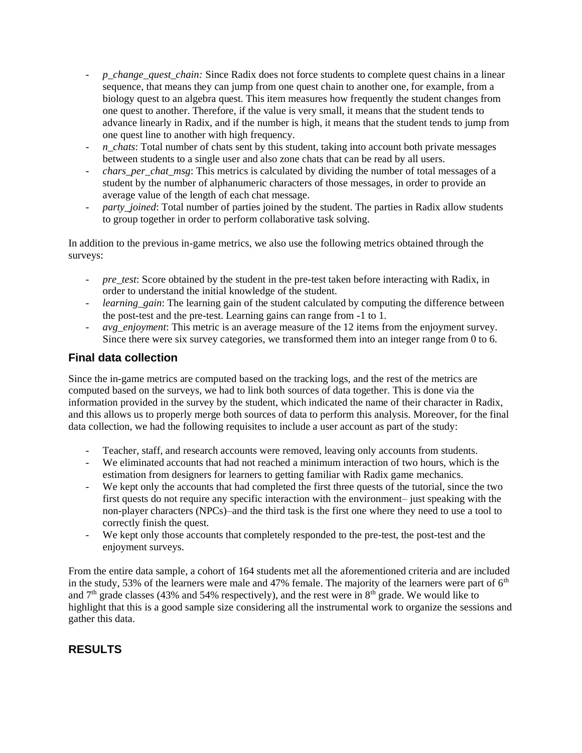- *p_change_quest_chain:* Since Radix does not force students to complete quest chains in a linear sequence, that means they can jump from one quest chain to another one, for example, from a biology quest to an algebra quest. This item measures how frequently the student changes from one quest to another. Therefore, if the value is very small, it means that the student tends to advance linearly in Radix, and if the number is high, it means that the student tends to jump from one quest line to another with high frequency.
- *n_chats*: Total number of chats sent by this student, taking into account both private messages between students to a single user and also zone chats that can be read by all users.
- *chars_per_chat_msg*: This metrics is calculated by dividing the number of total messages of a student by the number of alphanumeric characters of those messages, in order to provide an average value of the length of each chat message.
- *party_joined*: Total number of parties joined by the student. The parties in Radix allow students to group together in order to perform collaborative task solving.

In addition to the previous in-game metrics, we also use the following metrics obtained through the surveys:

- *pre_test*: Score obtained by the student in the pre-test taken before interacting with Radix, in order to understand the initial knowledge of the student.
- *learning_gain*: The learning gain of the student calculated by computing the difference between the post-test and the pre-test. Learning gains can range from -1 to 1.
- *avg_enjoyment*: This metric is an average measure of the 12 items from the enjoyment survey. Since there were six survey categories, we transformed them into an integer range from 0 to 6.

### Final data collection

Since the in-game metrics are computed based on the tracking logs, and the rest of the metrics are computed based on the surveys, we had to link both sources of data together. This is done via the information provided in the survey by the student, which indicated the name of their character in Radix, and this allows us to properly merge both sources of data to perform this analysis. Moreover, for the final data collection, we had the following requisites to include a user account as part of the study:

- Teacher, staff, and research accounts were removed, leaving only accounts from students.
- We eliminated accounts that had not reached a minimum interaction of two hours, which is the estimation from designers for learners to getting familiar with Radix game mechanics.
- We kept only the accounts that had completed the first three quests of the tutorial, since the two first quests do not require any specific interaction with the environment– just speaking with the non-player characters (NPCs)–and the third task is the first one where they need to use a tool to correctly finish the quest.
- We kept only those accounts that completely responded to the pre-test, the post-test and the enjoyment surveys.

From the entire data sample, a cohort of 164 students met all the aforementioned criteria and are included in the study, 53% of the learners were male and 47% female. The majority of the learners were part of 6th and 7th grade classes (43% and 54% respectively), and the rest were in 8th grade. We would like to highlight that this is a good sample size considering all the instrumental work to organize the sessions and gather this data.

## RESULTS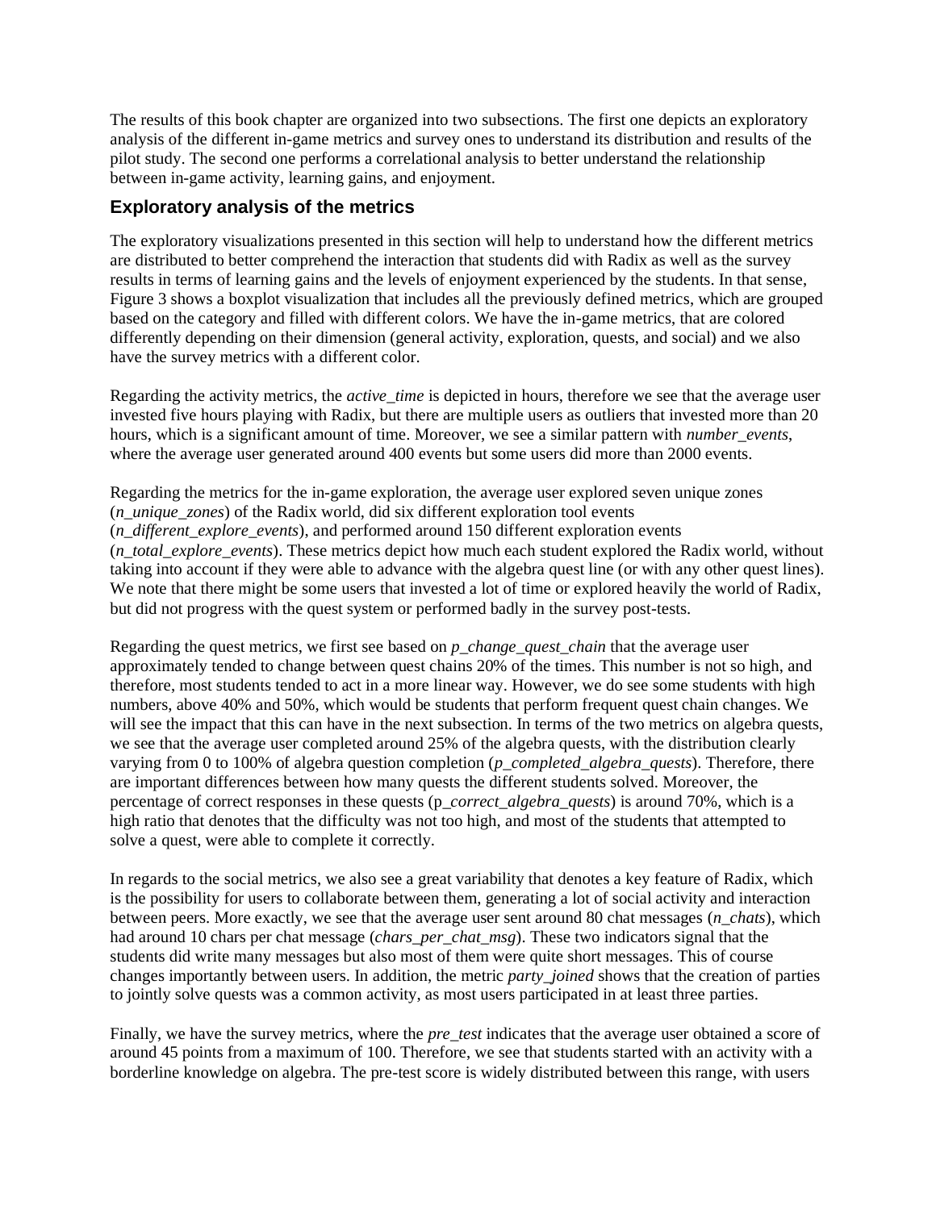The results of this book chapter are organized into two subsections. The first one depicts an exploratory analysis of the different in-game metrics and survey ones to understand its distribution and results of the pilot study. The second one performs a correlational analysis to better understand the relationship between in-game activity, learning gains, and enjoyment.

## Exploratory analysis of the metrics

The exploratory visualizations presented in this section will help to understand how the different metrics are distributed to better comprehend the interaction that students did with Radix as well as the survey results in terms of learning gains and the levels of enjoyment experienced by the students. In that sense, Figure 3 shows a boxplot visualization that includes all the previously defined metrics, which are grouped based on the category and filled with different colors. We have the in-game metrics, that are colored differently depending on their dimension (general activity, exploration, quests, and social) and we also have the survey metrics with a different color.

Regarding the activity metrics, the *active_time* is depicted in hours, therefore we see that the average user invested five hours playing with Radix, but there are multiple users as outliers that invested more than 20 hours, which is a significant amount of time. Moreover, we see a similar pattern with *number_events*, where the average user generated around 400 events but some users did more than 2000 events.

Regarding the metrics for the in-game exploration, the average user explored seven unique zones (*n_unique_zones*) of the Radix world, did six different exploration tool events (*n_different_explore_events*), and performed around 150 different exploration events (*n_total_explore_events*). These metrics depict how much each student explored the Radix world, without taking into account if they were able to advance with the algebra quest line (or with any other quest lines). We note that there might be some users that invested a lot of time or explored heavily the world of Radix, but did not progress with the quest system or performed badly in the survey post-tests.

Regarding the quest metrics, we first see based on *p_change_quest_chain* that the average user approximately tended to change between quest chains 20% of the times. This number is not so high, and therefore, most students tended to act in a more linear way. However, we do see some students with high numbers, above 40% and 50%, which would be students that perform frequent quest chain changes. We will see the impact that this can have in the next subsection. In terms of the two metrics on algebra quests, we see that the average user completed around 25% of the algebra quests, with the distribution clearly varying from 0 to 100% of algebra question completion (*p_completed_algebra_quests*). Therefore, there are important differences between how many quests the different students solved. Moreover, the percentage of correct responses in these quests (p*_correct_algebra_quests*) is around 70%, which is a high ratio that denotes that the difficulty was not too high, and most of the students that attempted to solve a quest, were able to complete it correctly.

In regards to the social metrics, we also see a great variability that denotes a key feature of Radix, which is the possibility for users to collaborate between them, generating a lot of social activity and interaction between peers. More exactly, we see that the average user sent around 80 chat messages (*n_chats*), which had around 10 chars per chat message (*chars_per_chat_msg*). These two indicators signal that the students did write many messages but also most of them were quite short messages. This of course changes importantly between users. In addition, the metric *party_joined* shows that the creation of parties to jointly solve quests was a common activity, as most users participated in at least three parties.

Finally, we have the survey metrics, where the *pre_test* indicates that the average user obtained a score of around 45 points from a maximum of 100. Therefore, we see that students started with an activity with a borderline knowledge on algebra. The pre-test score is widely distributed between this range, with users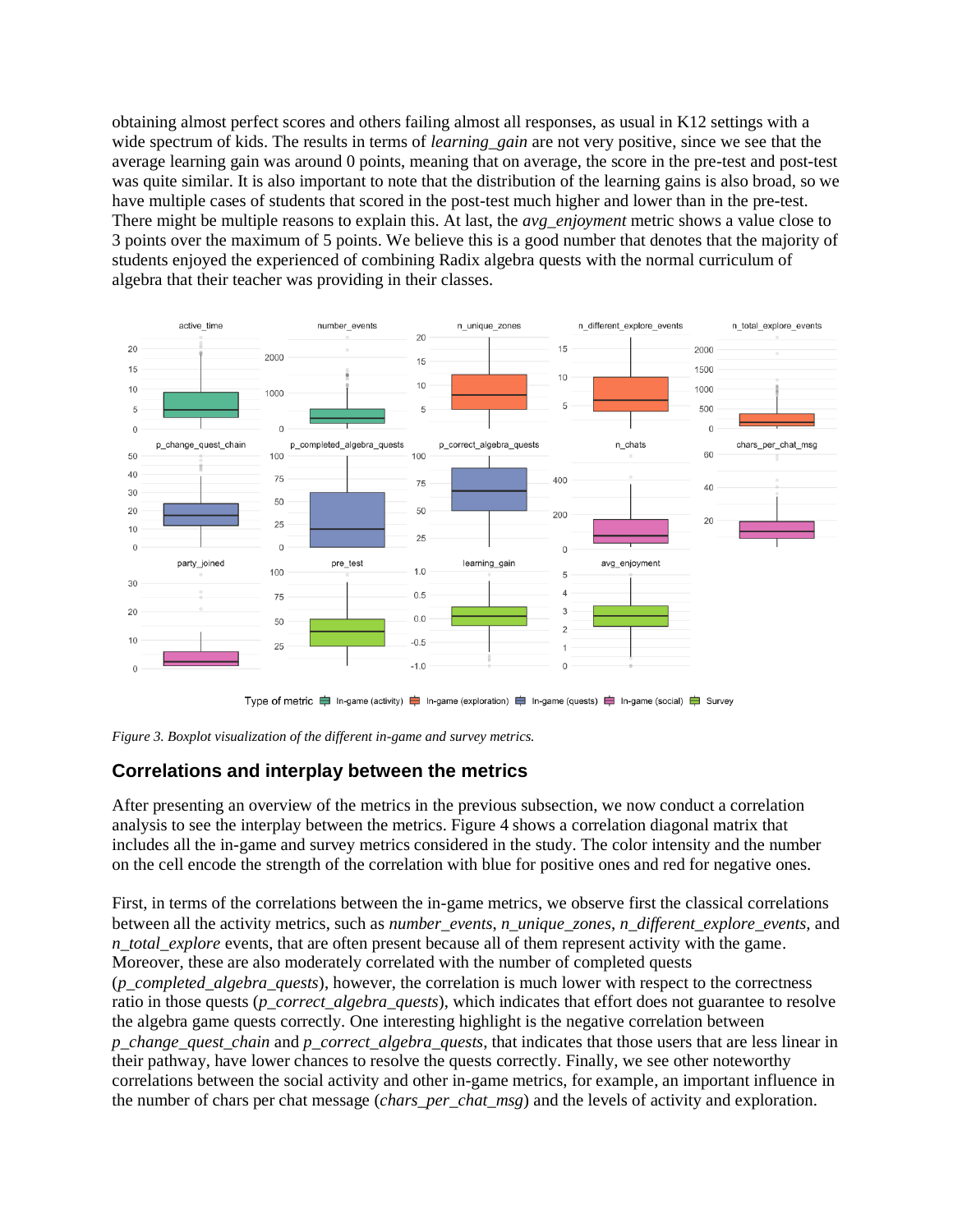obtaining almost perfect scores and others failing almost all responses, as usual in K12 settings with a wide spectrum of kids. The results in terms of *learning_gain* are not very positive, since we see that the average learning gain was around 0 points, meaning that on average, the score in the pre-test and post-test was quite similar. It is also important to note that the distribution of the learning gains is also broad, so we have multiple cases of students that scored in the post-test much higher and lower than in the pre-test. There might be multiple reasons to explain this. At last, the *avg_enjoyment* metric shows a value close to 3 points over the maximum of 5 points. We believe this is a good number that denotes that the majority of students enjoyed the experienced of combining Radix algebra quests with the normal curriculum of algebra that their teacher was providing in their classes.

*Figure 3. Boxplot visualization of the different in-game and survey metrics.*

## Correlations and interplay between the metrics

After presenting an overview of the metrics in the previous subsection, we now conduct a correlation analysis to see the interplay between the metrics. Figure 4 shows a correlation diagonal matrix that includes all the in-game and survey metrics considered in the study. The color intensity and the number on the cell encode the strength of the correlation with blue for positive ones and red for negative ones.

First, in terms of the correlations between the in-game metrics, we observe first the classical correlations between all the activity metrics, such as *number_events*, *n_unique_zones*, *n_different_explore_events*, and *n_total_explore* events, that are often present because all of them represent activity with the game. Moreover, these are also moderately correlated with the number of completed quests (*p_completed_algebra_quests*), however, the correlation is much lower with respect to the correctness ratio in those quests (*p_correct_algebra_quests*), which indicates that effort does not guarantee to resolve the algebra game quests correctly. One interesting highlight is the negative correlation between *p_change_quest_chain* and *p_correct_algebra_quests*, that indicates that those users that are less linear in their pathway, have lower chances to resolve the quests correctly. Finally, we see other noteworthy correlations between the social activity and other in-game metrics, for example, an important influence in the number of chars per chat message (*chars_per_chat_msg*) and the levels of activity and exploration.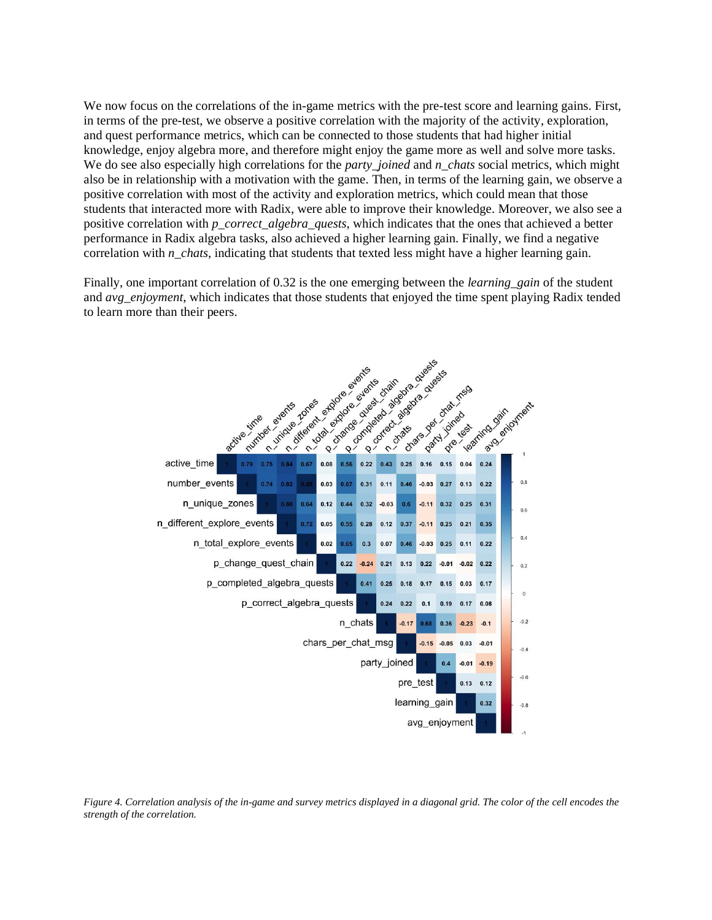We now focus on the correlations of the in-game metrics with the pre-test score and learning gains. First, in terms of the pre-test, we observe a positive correlation with the majority of the activity, exploration, and quest performance metrics, which can be connected to those students that had higher initial knowledge, enjoy algebra more, and therefore might enjoy the game more as well and solve more tasks. We do see also especially high correlations for the *party_joined* and *n_chats* social metrics, which might also be in relationship with a motivation with the game. Then, in terms of the learning gain, we observe a positive correlation with most of the activity and exploration metrics, which could mean that those students that interacted more with Radix, were able to improve their knowledge. Moreover, we also see a positive correlation with *p_correct_algebra_quests*, which indicates that the ones that achieved a better performance in Radix algebra tasks, also achieved a higher learning gain. Finally, we find a negative correlation with *n_chats*, indicating that students that texted less might have a higher learning gain.

Finally, one important correlation of 0.32 is the one emerging between the *learning_gain* of the student and *avg_enjoyment*, which indicates that those students that enjoyed the time spent playing Radix tended to learn more than their peers.

| | active_time | number_events | n_unique_zones | n_different_explore_events | n_total_explore_events | p_change_quest_chain | p_completed_algebra_quests | p_correct_algebra_quests | n_chats | chars_per_chat_msg | party_joined | pre_test | learning_gain | avg_enjoyment |
|---|---|---|---|---|---|---|---|---|---|---|---|---|---|---|
| active_time | 1 | 0.79 | 0.75 | 0.84 | 0.67 | 0.08 | 0.56 | 0.22 | 0.43 | 0.25 | 0.16 | 0.15 | 0.04 | 0.24 |
| number_events | | 1 | 0.74 | 0.82 | 0.98 | 0.03 | 0.67 | 0.31 | 0.11 | 0.46 | -0.03 | 0.27 | 0.13 | 0.22 |
| n_unique_zones | | | 1 | 0.88 | 0.64 | 0.12 | 0.44 | 0.32 | -0.03 | 0.6 | -0.11 | 0.32 | 0.25 | 0.31 |
| n_different_explore_events | | | | 1 | 0.72 | 0.05 | 0.55 | 0.28 | 0.12 | 0.37 | -0.11 | 0.25 | 0.21 | 0.35 |
| n_total_explore_events | | | | | 1 | 0.02 | 0.65 | 0.3 | 0.07 | 0.46 | -0.03 | 0.25 | 0.11 | 0.22 |
| p_change_quest_chain | | | | | | 1 | 0.22 | -0.24 | 0.21 | 0.13 | 0.22 | -0.01 | -0.02 | 0.22 |
| p_completed_algebra_quests | | | | | | | 1 | 0.41 | 0.25 | 0.18 | 0.17 | 0.15 | 0.03 | 0.17 |
| p_correct_algebra_quests | | | | | | | | 1 | 0.24 | 0.22 | 0.1 | 0.19 | 0.17 | 0.08 |
| n_chats | | | | | | | | | 1 | -0.17 | 0.68 | 0.36 | -0.23 | -0.1 |
| chars_per_chat_msg | | | | | | | | | | 1 | -0.15 | -0.05 | 0.03 | -0.01 |
| party_joined | | | | | | | | | | | 1 | 0.4 | -0.01 | -0.19 |
| pre_test | | | | | | | | | | | | 1 | 0.13 | 0.12 |
| learning_gain | | | | | | | | | | | | | 1 | 0.32 |
| avg_enjoyment | | | | | | | | | | | | | | 1 |

*Figure 4. Correlation analysis of the in-game and survey metrics displayed in a diagonal grid. The color of the cell encodes the strength of the correlation.*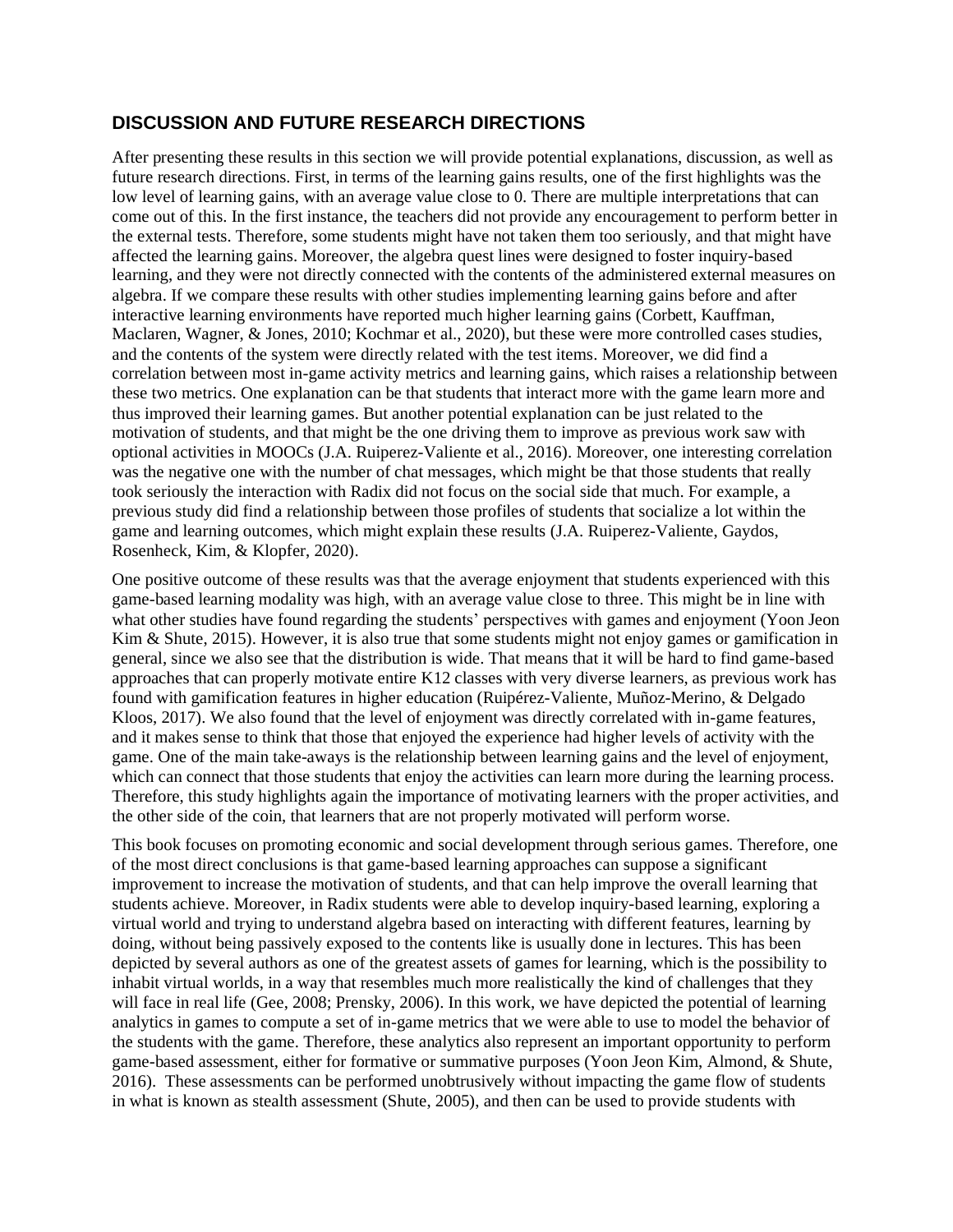## DISCUSSION AND FUTURE RESEARCH DIRECTIONS

After presenting these results in this section we will provide potential explanations, discussion, as well as future research directions. First, in terms of the learning gains results, one of the first highlights was the low level of learning gains, with an average value close to 0. There are multiple interpretations that can come out of this. In the first instance, the teachers did not provide any encouragement to perform better in the external tests. Therefore, some students might have not taken them too seriously, and that might have affected the learning gains. Moreover, the algebra quest lines were designed to foster inquiry-based learning, and they were not directly connected with the contents of the administered external measures on algebra. If we compare these results with other studies implementing learning gains before and after interactive learning environments have reported much higher learning gains (Corbett, Kauffman, Maclaren, Wagner, & Jones, 2010; Kochmar et al., 2020), but these were more controlled cases studies, and the contents of the system were directly related with the test items. Moreover, we did find a correlation between most in-game activity metrics and learning gains, which raises a relationship between these two metrics. One explanation can be that students that interact more with the game learn more and thus improved their learning games. But another potential explanation can be just related to the motivation of students, and that might be the one driving them to improve as previous work saw with optional activities in MOOCs (J.A. Ruiperez-Valiente et al., 2016). Moreover, one interesting correlation was the negative one with the number of chat messages, which might be that those students that really took seriously the interaction with Radix did not focus on the social side that much. For example, a previous study did find a relationship between those profiles of students that socialize a lot within the game and learning outcomes, which might explain these results (J.A. Ruiperez-Valiente, Gaydos, Rosenheck, Kim, & Klopfer, 2020).

One positive outcome of these results was that the average enjoyment that students experienced with this game-based learning modality was high, with an average value close to three. This might be in line with what other studies have found regarding the students' perspectives with games and enjoyment (Yoon Jeon Kim & Shute, 2015). However, it is also true that some students might not enjoy games or gamification in general, since we also see that the distribution is wide. That means that it will be hard to find game-based approaches that can properly motivate entire K12 classes with very diverse learners, as previous work has found with gamification features in higher education (Ruipérez-Valiente, Muñoz-Merino, & Delgado Kloos, 2017). We also found that the level of enjoyment was directly correlated with in-game features, and it makes sense to think that those that enjoyed the experience had higher levels of activity with the game. One of the main take-aways is the relationship between learning gains and the level of enjoyment, which can connect that those students that enjoy the activities can learn more during the learning process. Therefore, this study highlights again the importance of motivating learners with the proper activities, and the other side of the coin, that learners that are not properly motivated will perform worse.

This book focuses on promoting economic and social development through serious games. Therefore, one of the most direct conclusions is that game-based learning approaches can suppose a significant improvement to increase the motivation of students, and that can help improve the overall learning that students achieve. Moreover, in Radix students were able to develop inquiry-based learning, exploring a virtual world and trying to understand algebra based on interacting with different features, learning by doing, without being passively exposed to the contents like is usually done in lectures. This has been depicted by several authors as one of the greatest assets of games for learning, which is the possibility to inhabit virtual worlds, in a way that resembles much more realistically the kind of challenges that they will face in real life (Gee, 2008; Prensky, 2006). In this work, we have depicted the potential of learning analytics in games to compute a set of in-game metrics that we were able to use to model the behavior of the students with the game. Therefore, these analytics also represent an important opportunity to perform game-based assessment, either for formative or summative purposes (Yoon Jeon Kim, Almond, & Shute, 2016). These assessments can be performed unobtrusively without impacting the game flow of students in what is known as stealth assessment (Shute, 2005), and then can be used to provide students with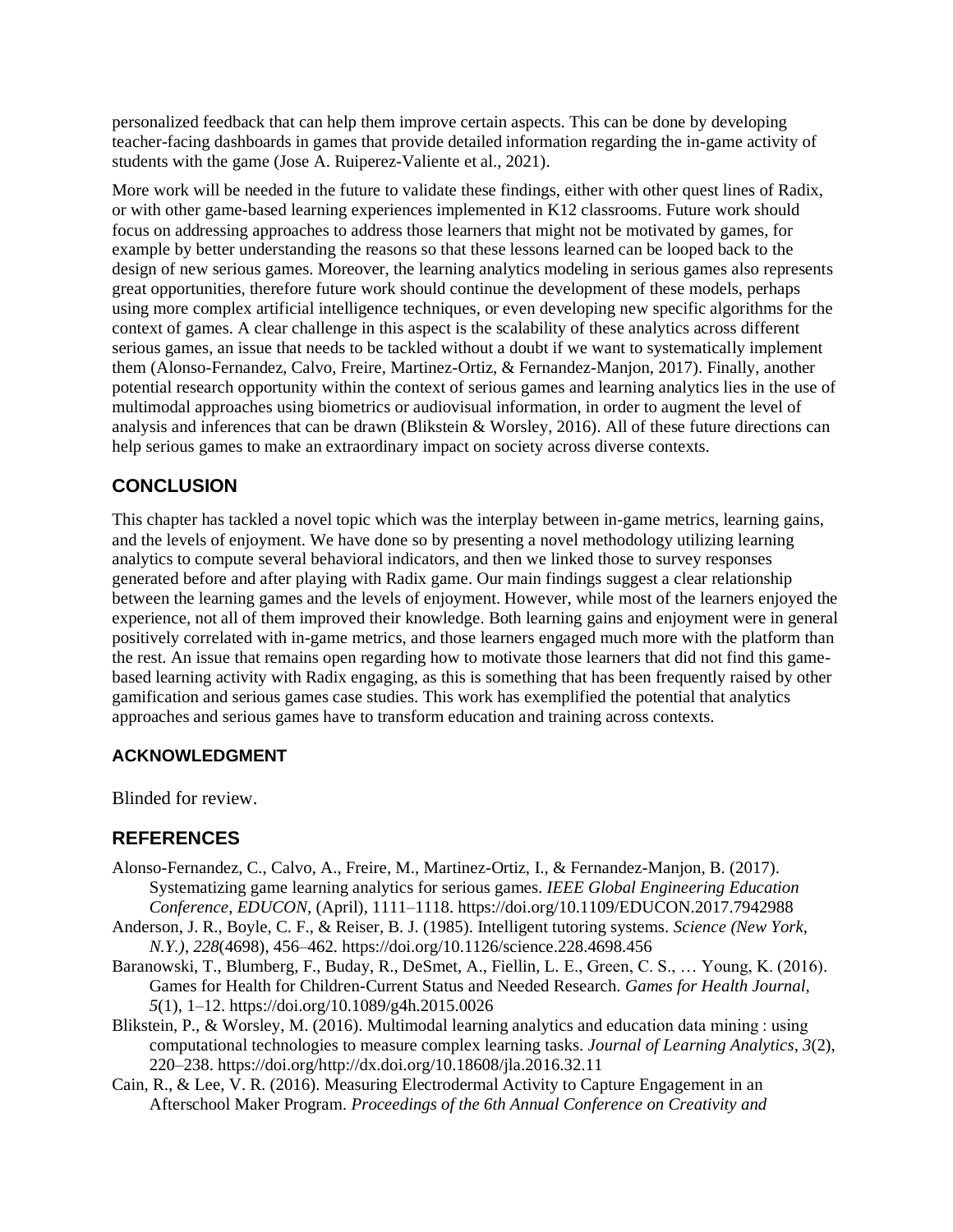personalized feedback that can help them improve certain aspects. This can be done by developing teacher-facing dashboards in games that provide detailed information regarding the in-game activity of students with the game (Jose A. Ruiperez-Valiente et al., 2021).

More work will be needed in the future to validate these findings, either with other quest lines of Radix, or with other game-based learning experiences implemented in K12 classrooms. Future work should focus on addressing approaches to address those learners that might not be motivated by games, for example by better understanding the reasons so that these lessons learned can be looped back to the design of new serious games. Moreover, the learning analytics modeling in serious games also represents great opportunities, therefore future work should continue the development of these models, perhaps using more complex artificial intelligence techniques, or even developing new specific algorithms for the context of games. A clear challenge in this aspect is the scalability of these analytics across different serious games, an issue that needs to be tackled without a doubt if we want to systematically implement them (Alonso-Fernandez, Calvo, Freire, Martinez-Ortiz, & Fernandez-Manjon, 2017). Finally, another potential research opportunity within the context of serious games and learning analytics lies in the use of multimodal approaches using biometrics or audiovisual information, in order to augment the level of analysis and inferences that can be drawn (Blikstein & Worsley, 2016). All of these future directions can help serious games to make an extraordinary impact on society across diverse contexts.

## CONCLUSION

This chapter has tackled a novel topic which was the interplay between in-game metrics, learning gains, and the levels of enjoyment. We have done so by presenting a novel methodology utilizing learning analytics to compute several behavioral indicators, and then we linked those to survey responses generated before and after playing with Radix game. Our main findings suggest a clear relationship between the learning games and the levels of enjoyment. However, while most of the learners enjoyed the experience, not all of them improved their knowledge. Both learning gains and enjoyment were in general positively correlated with in-game metrics, and those learners engaged much more with the platform than the rest. An issue that remains open regarding how to motivate those learners that did not find this game-based learning activity with Radix engaging, as this is something that has been frequently raised by other gamification and serious games case studies. This work has exemplified the potential that analytics approaches and serious games have to transform education and training across contexts.

### ACKNOWLEDGMENT

Blinded for review.

## REFERENCES

Alonso-Fernandez, C., Calvo, A., Freire, M., Martinez-Ortiz, I., & Fernandez-Manjon, B. (2017). Systematizing game learning analytics for serious games. *IEEE Global Engineering Education Conference, EDUCON*, (April), 1111–1118. https://doi.org/10.1109/EDUCON.2017.7942988

Anderson, J. R., Boyle, C. F., & Reiser, B. J. (1985). Intelligent tutoring systems. *Science (New York, N.Y.)*, *228*(4698), 456–462. https://doi.org/10.1126/science.228.4698.456

Baranowski, T., Blumberg, F., Buday, R., DeSmet, A., Fiellin, L. E., Green, C. S., … Young, K. (2016). Games for Health for Children-Current Status and Needed Research. *Games for Health Journal*, *5*(1), 1–12. https://doi.org/10.1089/g4h.2015.0026

Blikstein, P., & Worsley, M. (2016). Multimodal learning analytics and education data mining : using computational technologies to measure complex learning tasks. *Journal of Learning Analytics*, *3*(2), 220–238. https://doi.org/http://dx.doi.org/10.18608/jla.2016.32.11

Cain, R., & Lee, V. R. (2016). Measuring Electrodermal Activity to Capture Engagement in an Afterschool Maker Program. *Proceedings of the 6th Annual Conference on Creativity and*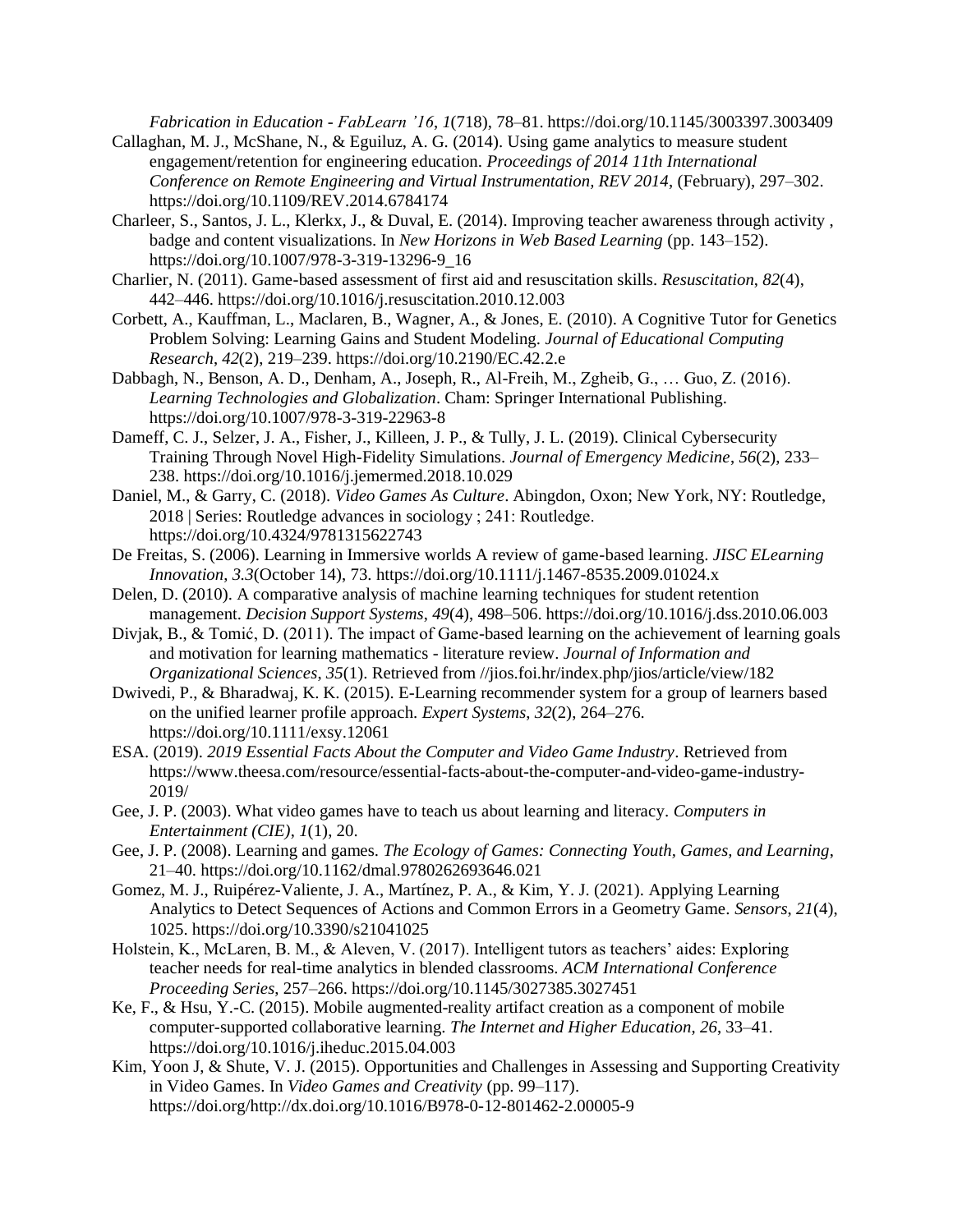*Fabrication in Education - FabLearn '16*, *1*(718), 78–81. https://doi.org/10.1145/3003397.3003409

Callaghan, M. J., McShane, N., & Eguiluz, A. G. (2014). Using game analytics to measure student engagement/retention for engineering education. *Proceedings of 2014 11th International Conference on Remote Engineering and Virtual Instrumentation, REV 2014*, (February), 297–302. https://doi.org/10.1109/REV.2014.6784174

Charleer, S., Santos, J. L., Klerkx, J., & Duval, E. (2014). Improving teacher awareness through activity , badge and content visualizations. In *New Horizons in Web Based Learning* (pp. 143–152). https://doi.org/10.1007/978-3-319-13296-9_16

Charlier, N. (2011). Game-based assessment of first aid and resuscitation skills. *Resuscitation*, *82*(4), 442–446. https://doi.org/10.1016/j.resuscitation.2010.12.003

Corbett, A., Kauffman, L., Maclaren, B., Wagner, A., & Jones, E. (2010). A Cognitive Tutor for Genetics Problem Solving: Learning Gains and Student Modeling. *Journal of Educational Computing Research*, *42*(2), 219–239. https://doi.org/10.2190/EC.42.2.e

Dabbagh, N., Benson, A. D., Denham, A., Joseph, R., Al-Freih, M., Zgheib, G., … Guo, Z. (2016). *Learning Technologies and Globalization*. Cham: Springer International Publishing. https://doi.org/10.1007/978-3-319-22963-8

Dameff, C. J., Selzer, J. A., Fisher, J., Killeen, J. P., & Tully, J. L. (2019). Clinical Cybersecurity Training Through Novel High-Fidelity Simulations. *Journal of Emergency Medicine*, *56*(2), 233–238. https://doi.org/10.1016/j.jemermed.2018.10.029

Daniel, M., & Garry, C. (2018). *Video Games As Culture*. Abingdon, Oxon; New York, NY: Routledge, 2018 | Series: Routledge advances in sociology ; 241: Routledge. https://doi.org/10.4324/9781315622743

De Freitas, S. (2006). Learning in Immersive worlds A review of game-based learning. *JISC ELearning Innovation*, *3.3*(October 14), 73. https://doi.org/10.1111/j.1467-8535.2009.01024.x

Delen, D. (2010). A comparative analysis of machine learning techniques for student retention management. *Decision Support Systems*, *49*(4), 498–506. https://doi.org/10.1016/j.dss.2010.06.003

Divjak, B., & Tomić, D. (2011). The impact of Game-based learning on the achievement of learning goals and motivation for learning mathematics - literature review. *Journal of Information and Organizational Sciences*, *35*(1). Retrieved from //jios.foi.hr/index.php/jios/article/view/182

Dwivedi, P., & Bharadwaj, K. K. (2015). E-Learning recommender system for a group of learners based on the unified learner profile approach. *Expert Systems*, *32*(2), 264–276. https://doi.org/10.1111/exsy.12061

ESA. (2019). *2019 Essential Facts About the Computer and Video Game Industry*. Retrieved from https://www.theesa.com/resource/essential-facts-about-the-computer-and-video-game-industry-2019/

Gee, J. P. (2003). What video games have to teach us about learning and literacy. *Computers in Entertainment (CIE)*, *1*(1), 20.

Gee, J. P. (2008). Learning and games. *The Ecology of Games: Connecting Youth, Games, and Learning*, 21–40. https://doi.org/10.1162/dmal.9780262693646.021

Gomez, M. J., Ruipérez-Valiente, J. A., Martínez, P. A., & Kim, Y. J. (2021). Applying Learning Analytics to Detect Sequences of Actions and Common Errors in a Geometry Game. *Sensors*, *21*(4), 1025. https://doi.org/10.3390/s21041025

Holstein, K., McLaren, B. M., & Aleven, V. (2017). Intelligent tutors as teachers' aides: Exploring teacher needs for real-time analytics in blended classrooms. *ACM International Conference Proceeding Series*, 257–266. https://doi.org/10.1145/3027385.3027451

Ke, F., & Hsu, Y.-C. (2015). Mobile augmented-reality artifact creation as a component of mobile computer-supported collaborative learning. *The Internet and Higher Education*, *26*, 33–41. https://doi.org/10.1016/j.iheduc.2015.04.003

Kim, Yoon J, & Shute, V. J. (2015). Opportunities and Challenges in Assessing and Supporting Creativity in Video Games. In *Video Games and Creativity* (pp. 99–117). https://doi.org/http://dx.doi.org/10.1016/B978-0-12-801462-2.00005-9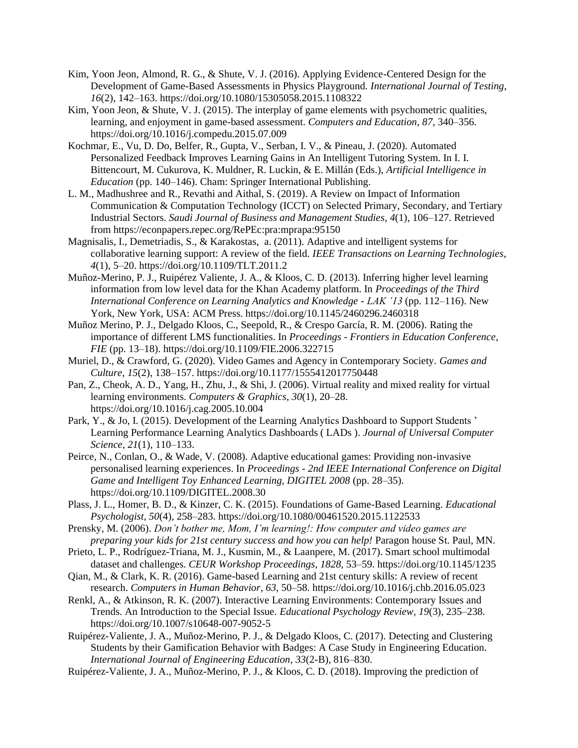Kim, Yoon Jeon, Almond, R. G., & Shute, V. J. (2016). Applying Evidence-Centered Design for the Development of Game-Based Assessments in Physics Playground. *International Journal of Testing*, *16*(2), 142–163. https://doi.org/10.1080/15305058.2015.1108322

Kim, Yoon Jeon, & Shute, V. J. (2015). The interplay of game elements with psychometric qualities, learning, and enjoyment in game-based assessment. *Computers and Education*, *87*, 340–356. https://doi.org/10.1016/j.compedu.2015.07.009

Kochmar, E., Vu, D. Do, Belfer, R., Gupta, V., Serban, I. V., & Pineau, J. (2020). Automated Personalized Feedback Improves Learning Gains in An Intelligent Tutoring System. In I. I. Bittencourt, M. Cukurova, K. Muldner, R. Luckin, & E. Millán (Eds.), *Artificial Intelligence in Education* (pp. 140–146). Cham: Springer International Publishing.

L. M., Madhushree and R., Revathi and Aithal, S. (2019). A Review on Impact of Information Communication & Computation Technology (ICCT) on Selected Primary, Secondary, and Tertiary Industrial Sectors. *Saudi Journal of Business and Management Studies*, *4*(1), 106–127. Retrieved from https://econpapers.repec.org/RePEc:pra:mprapa:95150

Magnisalis, I., Demetriadis, S., & Karakostas, a. (2011). Adaptive and intelligent systems for collaborative learning support: A review of the field. *IEEE Transactions on Learning Technologies*, *4*(1), 5–20. https://doi.org/10.1109/TLT.2011.2

Muñoz-Merino, P. J., Ruipérez Valiente, J. A., & Kloos, C. D. (2013). Inferring higher level learning information from low level data for the Khan Academy platform. In *Proceedings of the Third International Conference on Learning Analytics and Knowledge - LAK '13* (pp. 112–116). New York, New York, USA: ACM Press. https://doi.org/10.1145/2460296.2460318

Muñoz Merino, P. J., Delgado Kloos, C., Seepold, R., & Crespo García, R. M. (2006). Rating the importance of different LMS functionalities. In *Proceedings - Frontiers in Education Conference, FIE* (pp. 13–18). https://doi.org/10.1109/FIE.2006.322715

Muriel, D., & Crawford, G. (2020). Video Games and Agency in Contemporary Society. *Games and Culture*, *15*(2), 138–157. https://doi.org/10.1177/1555412017750448

Pan, Z., Cheok, A. D., Yang, H., Zhu, J., & Shi, J. (2006). Virtual reality and mixed reality for virtual learning environments. *Computers & Graphics*, *30*(1), 20–28. https://doi.org/10.1016/j.cag.2005.10.004

Park, Y., & Jo, I. (2015). Development of the Learning Analytics Dashboard to Support Students ' Learning Performance Learning Analytics Dashboards ( LADs ). *Journal of Universal Computer Science*, *21*(1), 110–133.

Peirce, N., Conlan, O., & Wade, V. (2008). Adaptive educational games: Providing non-invasive personalised learning experiences. In *Proceedings - 2nd IEEE International Conference on Digital Game and Intelligent Toy Enhanced Learning, DIGITEL 2008* (pp. 28–35). https://doi.org/10.1109/DIGITEL.2008.30

Plass, J. L., Homer, B. D., & Kinzer, C. K. (2015). Foundations of Game-Based Learning. *Educational Psychologist*, *50*(4), 258–283. https://doi.org/10.1080/00461520.2015.1122533

Prensky, M. (2006). *Don't bother me, Mom, I'm learning!: How computer and video games are preparing your kids for 21st century success and how you can help!* Paragon house St. Paul, MN.

Prieto, L. P., Rodríguez-Triana, M. J., Kusmin, M., & Laanpere, M. (2017). Smart school multimodal dataset and challenges. *CEUR Workshop Proceedings*, *1828*, 53–59. https://doi.org/10.1145/1235

Qian, M., & Clark, K. R. (2016). Game-based Learning and 21st century skills: A review of recent research. *Computers in Human Behavior*, *63*, 50–58. https://doi.org/10.1016/j.chb.2016.05.023

Renkl, A., & Atkinson, R. K. (2007). Interactive Learning Environments: Contemporary Issues and Trends. An Introduction to the Special Issue. *Educational Psychology Review*, *19*(3), 235–238. https://doi.org/10.1007/s10648-007-9052-5

Ruipérez-Valiente, J. A., Muñoz-Merino, P. J., & Delgado Kloos, C. (2017). Detecting and Clustering Students by their Gamification Behavior with Badges: A Case Study in Engineering Education. *International Journal of Engineering Education*, *33*(2-B), 816–830.

Ruipérez-Valiente, J. A., Muñoz-Merino, P. J., & Kloos, C. D. (2018). Improving the prediction of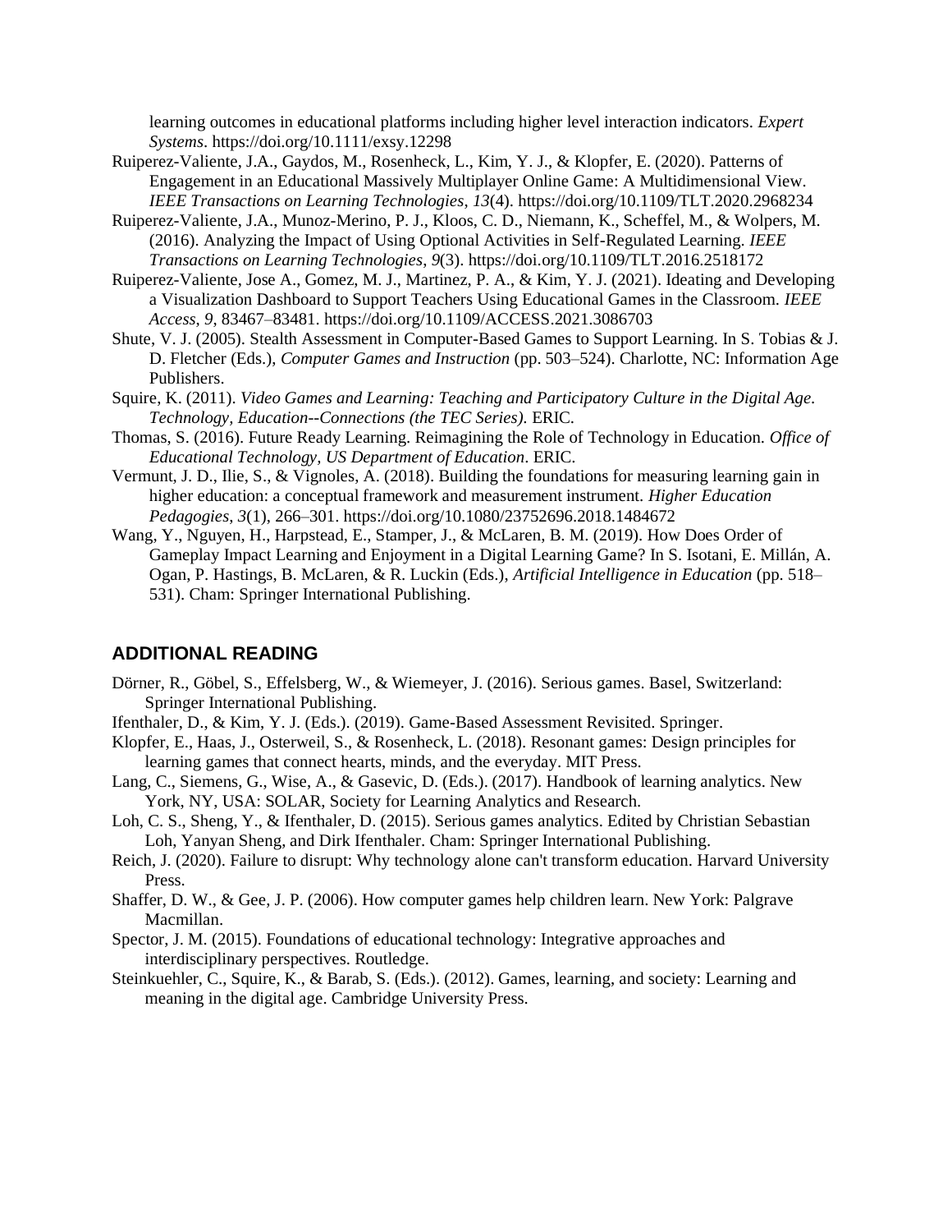learning outcomes in educational platforms including higher level interaction indicators. *Expert Systems*. https://doi.org/10.1111/exsy.12298

Ruiperez-Valiente, J.A., Gaydos, M., Rosenheck, L., Kim, Y. J., & Klopfer, E. (2020). Patterns of Engagement in an Educational Massively Multiplayer Online Game: A Multidimensional View. *IEEE Transactions on Learning Technologies*, *13*(4). https://doi.org/10.1109/TLT.2020.2968234

Ruiperez-Valiente, J.A., Munoz-Merino, P. J., Kloos, C. D., Niemann, K., Scheffel, M., & Wolpers, M. (2016). Analyzing the Impact of Using Optional Activities in Self-Regulated Learning. *IEEE Transactions on Learning Technologies*, *9*(3). https://doi.org/10.1109/TLT.2016.2518172

Ruiperez-Valiente, Jose A., Gomez, M. J., Martinez, P. A., & Kim, Y. J. (2021). Ideating and Developing a Visualization Dashboard to Support Teachers Using Educational Games in the Classroom. *IEEE Access*, *9*, 83467–83481. https://doi.org/10.1109/ACCESS.2021.3086703

Shute, V. J. (2005). Stealth Assessment in Computer-Based Games to Support Learning. In S. Tobias & J. D. Fletcher (Eds.), *Computer Games and Instruction* (pp. 503–524). Charlotte, NC: Information Age Publishers.

Squire, K. (2011). *Video Games and Learning: Teaching and Participatory Culture in the Digital Age. Technology, Education--Connections (the TEC Series)*. ERIC.

Thomas, S. (2016). Future Ready Learning. Reimagining the Role of Technology in Education. *Office of Educational Technology, US Department of Education*. ERIC.

Vermunt, J. D., Ilie, S., & Vignoles, A. (2018). Building the foundations for measuring learning gain in higher education: a conceptual framework and measurement instrument. *Higher Education Pedagogies*, *3*(1), 266–301. https://doi.org/10.1080/23752696.2018.1484672

Wang, Y., Nguyen, H., Harpstead, E., Stamper, J., & McLaren, B. M. (2019). How Does Order of Gameplay Impact Learning and Enjoyment in a Digital Learning Game? In S. Isotani, E. Millán, A. Ogan, P. Hastings, B. McLaren, & R. Luckin (Eds.), *Artificial Intelligence in Education* (pp. 518–531). Cham: Springer International Publishing.

## ADDITIONAL READING

Dörner, R., Göbel, S., Effelsberg, W., & Wiemeyer, J. (2016). Serious games. Basel, Switzerland: Springer International Publishing.

Ifenthaler, D., & Kim, Y. J. (Eds.). (2019). Game-Based Assessment Revisited. Springer.

Klopfer, E., Haas, J., Osterweil, S., & Rosenheck, L. (2018). Resonant games: Design principles for learning games that connect hearts, minds, and the everyday. MIT Press.

Lang, C., Siemens, G., Wise, A., & Gasevic, D. (Eds.). (2017). Handbook of learning analytics. New York, NY, USA: SOLAR, Society for Learning Analytics and Research.

Loh, C. S., Sheng, Y., & Ifenthaler, D. (2015). Serious games analytics. Edited by Christian Sebastian Loh, Yanyan Sheng, and Dirk Ifenthaler. Cham: Springer International Publishing.

Reich, J. (2020). Failure to disrupt: Why technology alone can't transform education. Harvard University Press.

Shaffer, D. W., & Gee, J. P. (2006). How computer games help children learn. New York: Palgrave Macmillan.

Spector, J. M. (2015). Foundations of educational technology: Integrative approaches and interdisciplinary perspectives. Routledge.

Steinkuehler, C., Squire, K., & Barab, S. (Eds.). (2012). Games, learning, and society: Learning and meaning in the digital age. Cambridge University Press.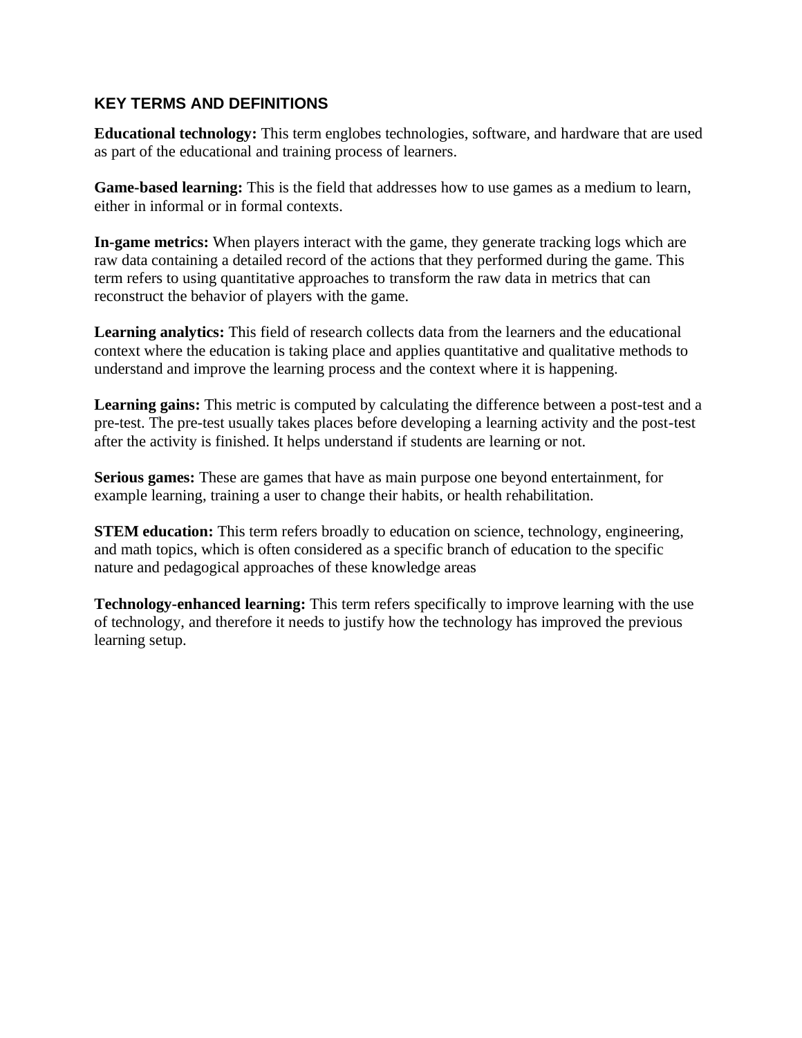## KEY TERMS AND DEFINITIONS

**Educational technology:** This term englobes technologies, software, and hardware that are used as part of the educational and training process of learners.

**Game-based learning:** This is the field that addresses how to use games as a medium to learn, either in informal or in formal contexts.

**In-game metrics:** When players interact with the game, they generate tracking logs which are raw data containing a detailed record of the actions that they performed during the game. This term refers to using quantitative approaches to transform the raw data in metrics that can reconstruct the behavior of players with the game.

**Learning analytics:** This field of research collects data from the learners and the educational context where the education is taking place and applies quantitative and qualitative methods to understand and improve the learning process and the context where it is happening.

**Learning gains:** This metric is computed by calculating the difference between a post-test and a pre-test. The pre-test usually takes places before developing a learning activity and the post-test after the activity is finished. It helps understand if students are learning or not.

**Serious games:** These are games that have as main purpose one beyond entertainment, for example learning, training a user to change their habits, or health rehabilitation.

**STEM education:** This term refers broadly to education on science, technology, engineering, and math topics, which is often considered as a specific branch of education to the specific nature and pedagogical approaches of these knowledge areas

**Technology-enhanced learning:** This term refers specifically to improve learning with the use of technology, and therefore it needs to justify how the technology has improved the previous learning setup.